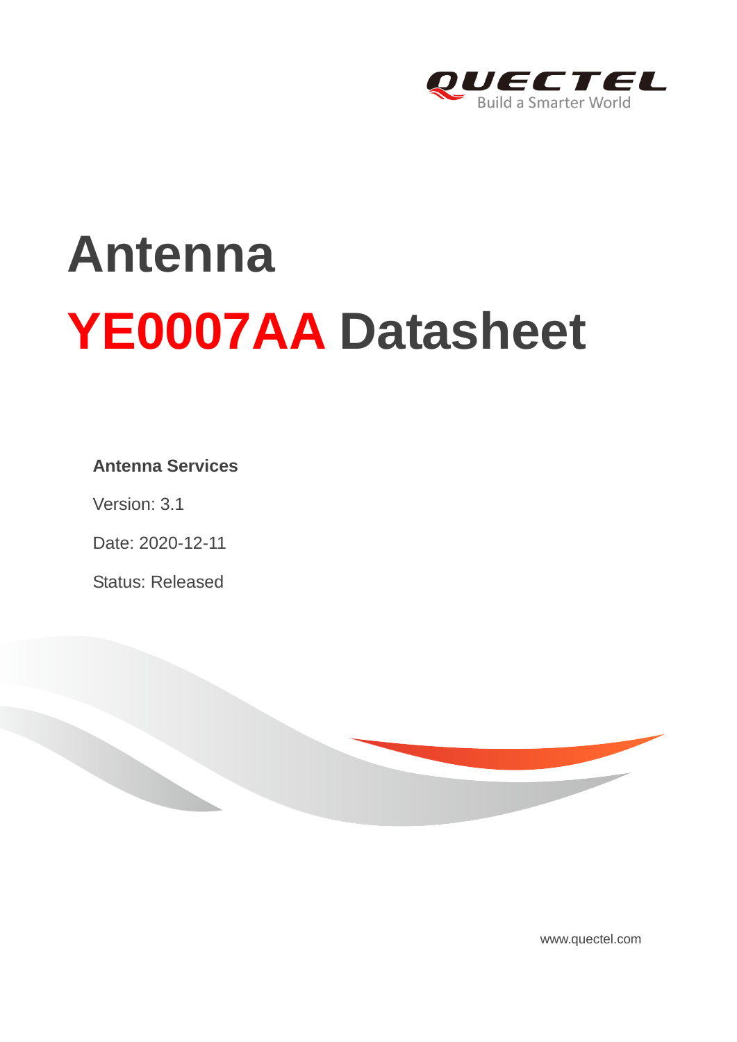# Antenna

# YE0007AA Datasheet

**Antenna Services**

Version: 3.1

Date: 2020-12-11

Status: Released

www.quectel.com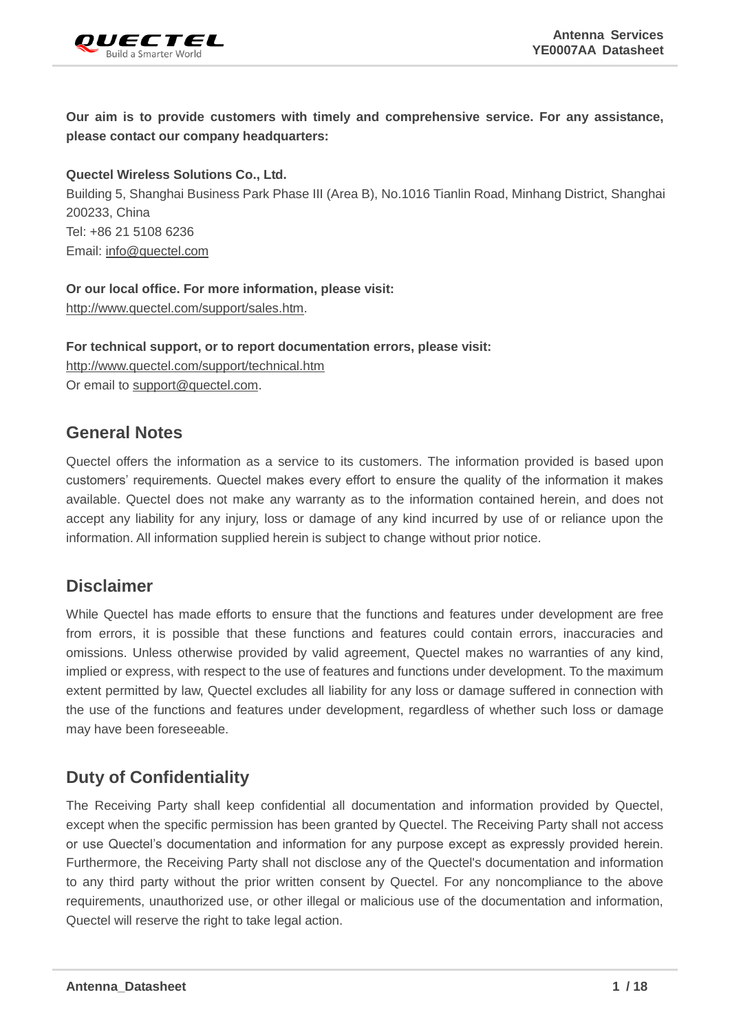**Our aim is to provide customers with timely and comprehensive service. For any assistance, please contact our company headquarters:**

**Quectel Wireless Solutions Co., Ltd.**
Building 5, Shanghai Business Park Phase III (Area B), No.1016 Tianlin Road, Minhang District, Shanghai 200233, China
Tel: +86 21 5108 6236
Email: info@quectel.com

**Or our local office. For more information, please visit:**
http://www.quectel.com/support/sales.htm.

**For technical support, or to report documentation errors, please visit:**
http://www.quectel.com/support/technical.htm
Or email to support@quectel.com.

## General Notes

Quectel offers the information as a service to its customers. The information provided is based upon customers' requirements. Quectel makes every effort to ensure the quality of the information it makes available. Quectel does not make any warranty as to the information contained herein, and does not accept any liability for any injury, loss or damage of any kind incurred by use of or reliance upon the information. All information supplied herein is subject to change without prior notice.

## Disclaimer

While Quectel has made efforts to ensure that the functions and features under development are free from errors, it is possible that these functions and features could contain errors, inaccuracies and omissions. Unless otherwise provided by valid agreement, Quectel makes no warranties of any kind, implied or express, with respect to the use of features and functions under development. To the maximum extent permitted by law, Quectel excludes all liability for any loss or damage suffered in connection with the use of the functions and features under development, regardless of whether such loss or damage may have been foreseeable.

## Duty of Confidentiality

The Receiving Party shall keep confidential all documentation and information provided by Quectel, except when the specific permission has been granted by Quectel. The Receiving Party shall not access or use Quectel's documentation and information for any purpose except as expressly provided herein. Furthermore, the Receiving Party shall not disclose any of the Quectel's documentation and information to any third party without the prior written consent by Quectel. For any noncompliance to the above requirements, unauthorized use, or other illegal or malicious use of the documentation and information, Quectel will reserve the right to take legal action.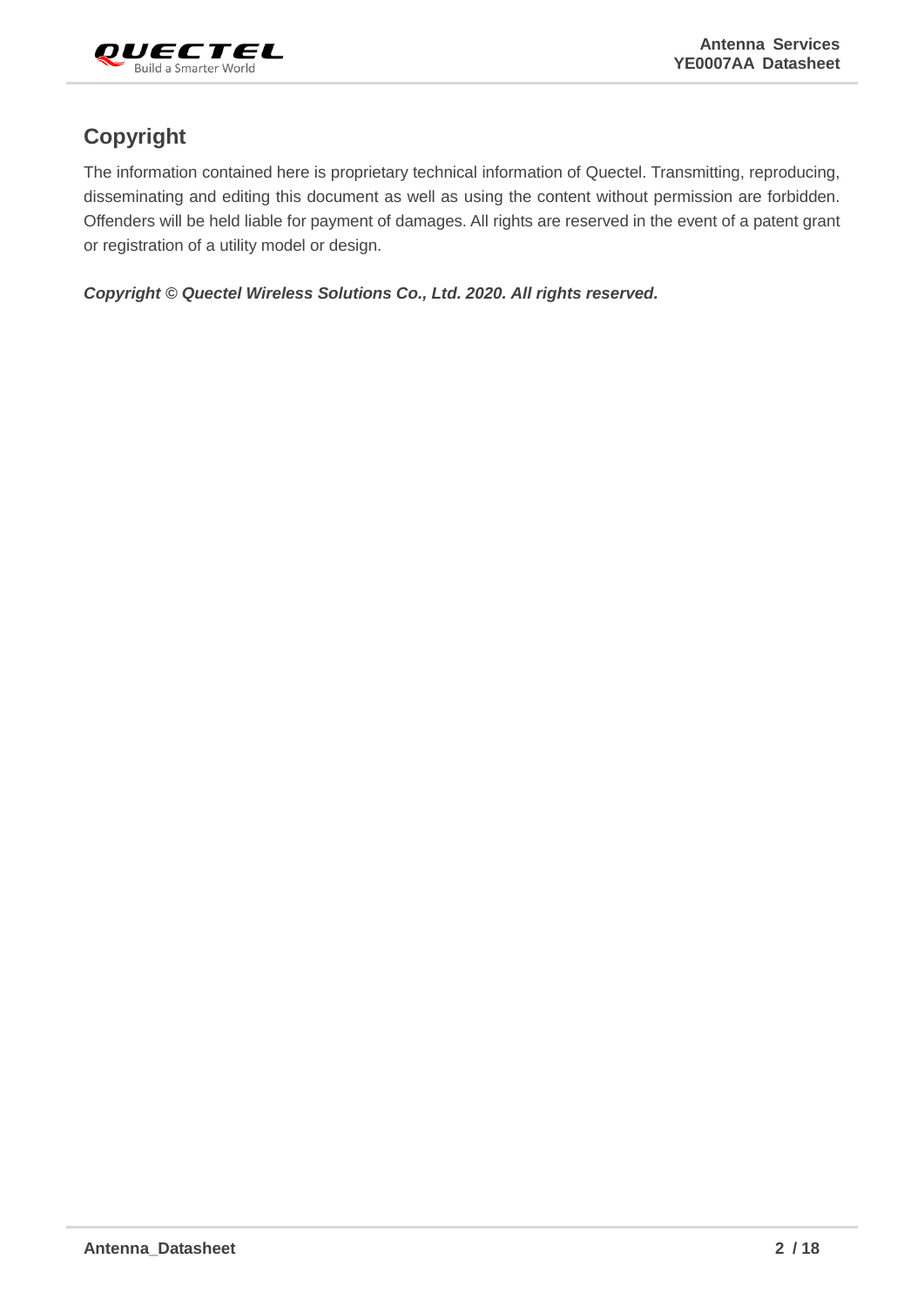## Copyright

The information contained here is proprietary technical information of Quectel. Transmitting, reproducing, disseminating and editing this document as well as using the content without permission are forbidden. Offenders will be held liable for payment of damages. All rights are reserved in the event of a patent grant or registration of a utility model or design.

***Copyright © Quectel Wireless Solutions Co., Ltd. 2020. All rights reserved.***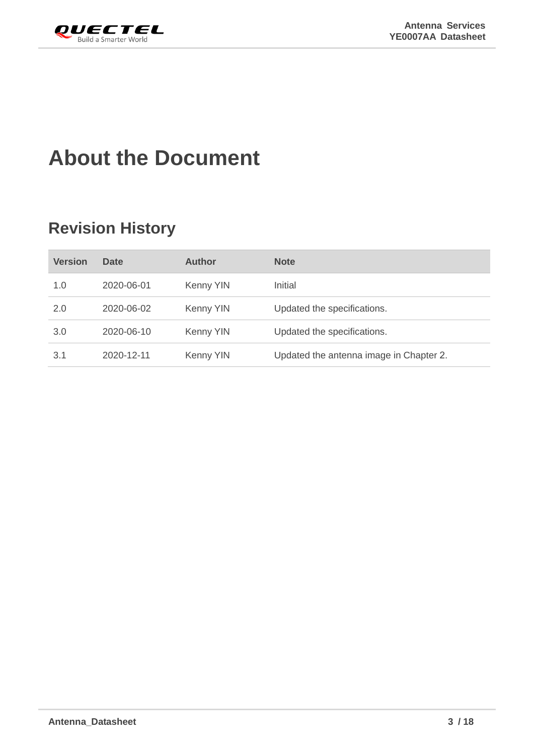# About the Document

## Revision History

| Version | Date | Author | Note |
|---|---|---|---|
| 1.0 | 2020-06-01 | Kenny YIN | Initial |
| 2.0 | 2020-06-02 | Kenny YIN | Updated the specifications. |
| 3.0 | 2020-06-10 | Kenny YIN | Updated the specifications. |
| 3.1 | 2020-12-11 | Kenny YIN | Updated the antenna image in Chapter 2. |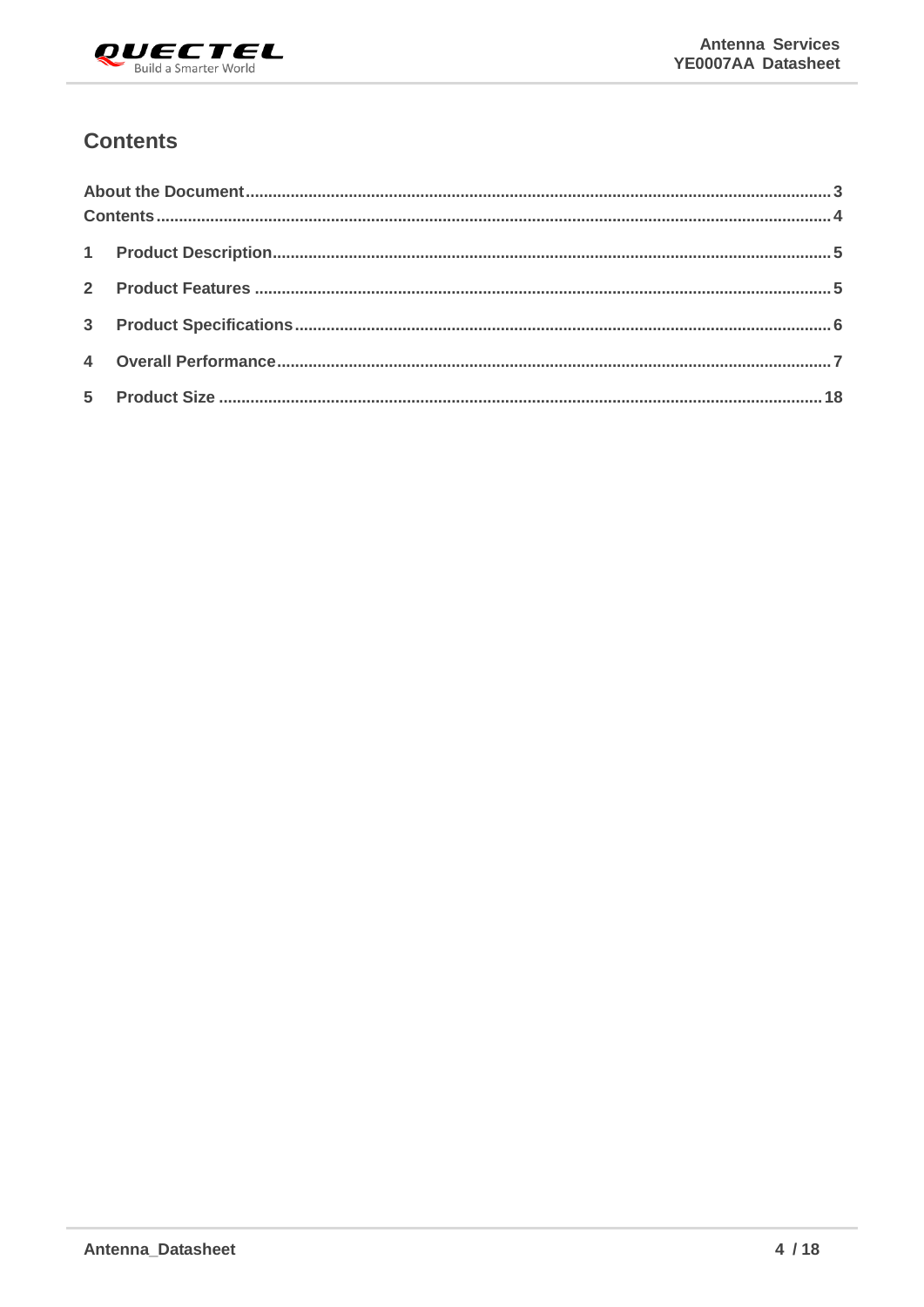# Contents

About the Document ........................................................ 3
Contents ........................................................................ 4
1 Product Description ..................................................... 5
2 Product Features ......................................................... 5
3 Product Specifications ................................................... 6
4 Overall Performance ..................................................... 7
5 Product Size .............................................................. 18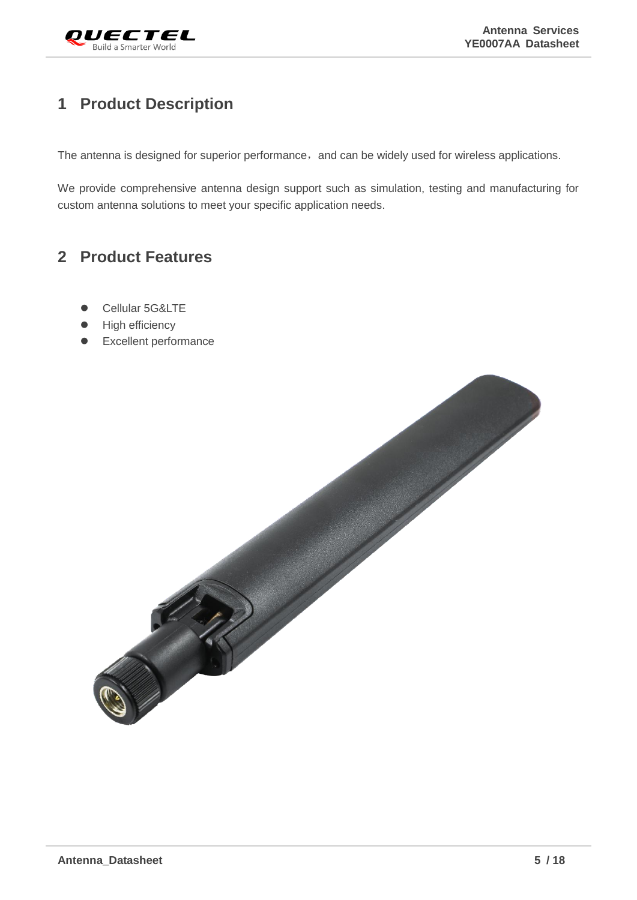# 1 Product Description

The antenna is designed for superior performance，and can be widely used for wireless applications.

We provide comprehensive antenna design support such as simulation, testing and manufacturing for custom antenna solutions to meet your specific application needs.

# 2 Product Features

- Cellular 5G&LTE
- High efficiency
- Excellent performance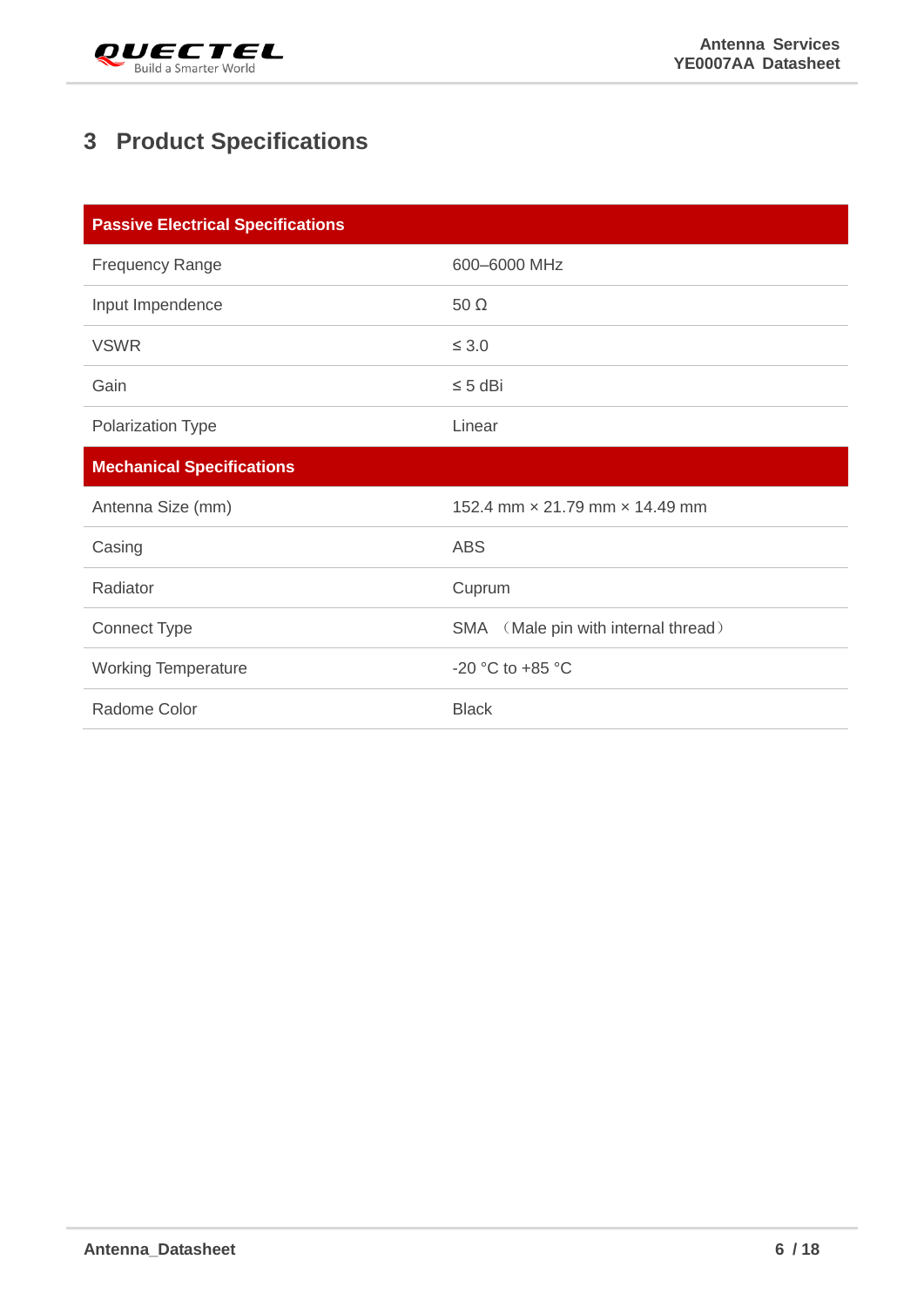# 3 Product Specifications

| Passive Electrical Specifications | |
|---|---|
| Frequency Range | 600–6000 MHz |
| Input Impendence | 50 Ω |
| VSWR | ≤ 3.0 |
| Gain | ≤ 5 dBi |
| Polarization Type | Linear |
| **Mechanical Specifications** | |
| Antenna Size (mm) | 152.4 mm × 21.79 mm × 14.49 mm |
| Casing | ABS |
| Radiator | Cuprum |
| Connect Type | SMA （Male pin with internal thread） |
| Working Temperature | -20 °C to +85 °C |
| Radome Color | Black |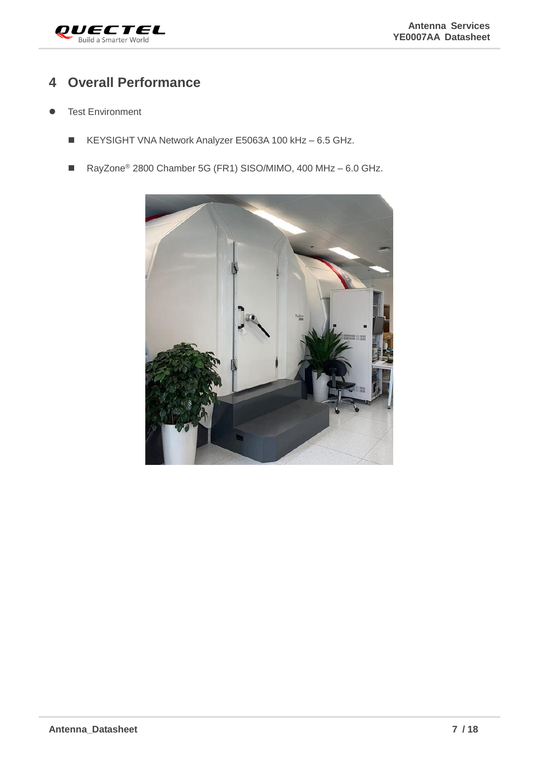# 4 Overall Performance

- Test Environment
  - KEYSIGHT VNA Network Analyzer E5063A 100 kHz – 6.5 GHz.
  - RayZone® 2800 Chamber 5G (FR1) SISO/MIMO, 400 MHz – 6.0 GHz.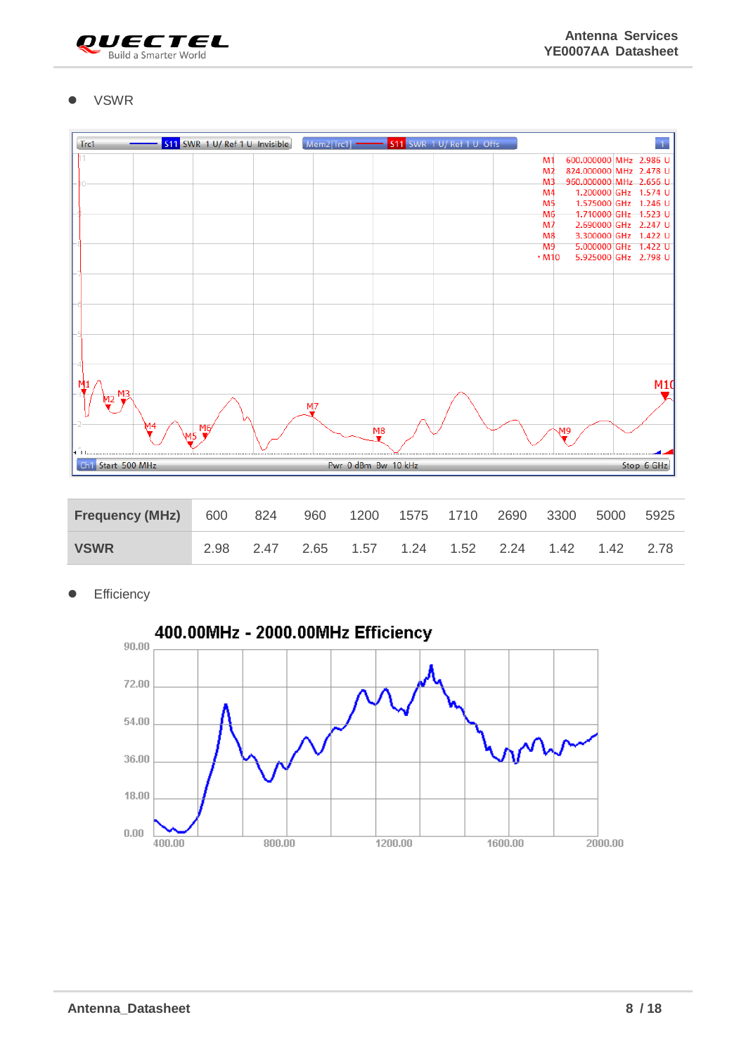- VSWR

Trc1 S11 SWR 1 U/ Ref 1 U Invisible   Mem2[Trc1] S11 SWR 1 U/ Ref 1 U Offs

M1 600.000000 MHz 2.986 U
M2 824.000000 MHz 2.478 U
M3 960.000000 MHz 2.656 U
M4 1.200000 GHz 1.574 U
M5 1.575000 GHz 1.246 U
M6 1.710000 GHz 1.523 U
M7 2.690000 GHz 2.247 U
M8 3.300000 GHz 1.422 U
M9 5.000000 GHz 1.422 U
M10 5.925000 GHz 2.798 U

Ch1 Start 500 MHz   Pwr 0 dBm Bw 10 kHz   Stop 6 GHz

| Frequency (MHz) | 600 | 824 | 960 | 1200 | 1575 | 1710 | 2690 | 3300 | 5000 | 5925 |
|---|---|---|---|---|---|---|---|---|---|---|
| VSWR | 2.98 | 2.47 | 2.65 | 1.57 | 1.24 | 1.52 | 2.24 | 1.42 | 1.42 | 2.78 |

- Efficiency

400.00MHz - 2000.00MHz Efficiency

90.00
72.00
54.00
36.00
18.00
0.00

400.00
800.00
1200.00
1600.00
2000.00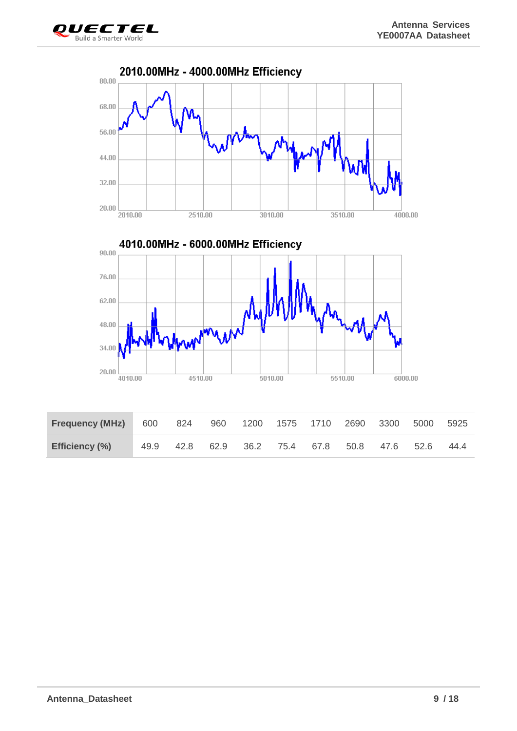2010.00MHz - 4000.00MHz Efficiency

80.00
68.00
56.00
44.00
32.00
20.00

2010.00 2510.00 3010.00 3510.00 4000.00

4010.00MHz - 6000.00MHz Efficiency

90.00
76.00
62.00
48.00
34.00
20.00

4010.00 4510.00 5010.00 5510.00 6000.00

| | | | | | | | | | | |
|---|---|---|---|---|---|---|---|---|---|---|
| **Frequency (MHz)** | 600 | 824 | 960 | 1200 | 1575 | 1710 | 2690 | 3300 | 5000 | 5925 |
| **Efficiency (%)** | 49.9 | 42.8 | 62.9 | 36.2 | 75.4 | 67.8 | 50.8 | 47.6 | 52.6 | 44.4 |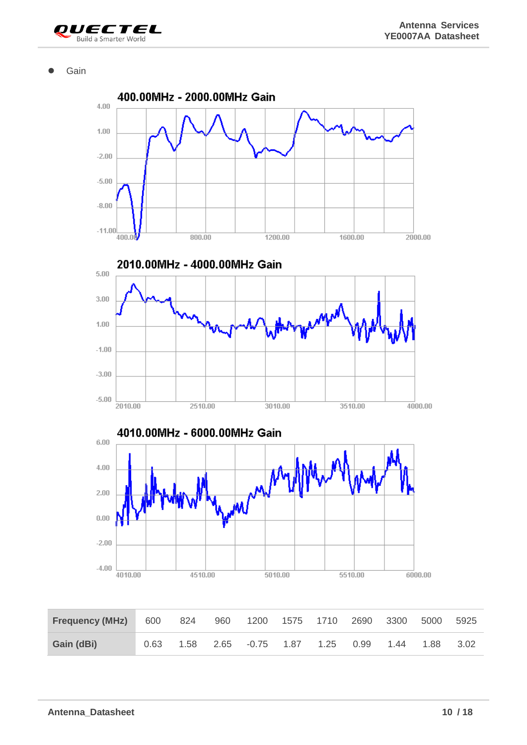- Gain

400.00MHz - 2000.00MHz Gain

4.00
1.00
-2.00
-5.00
-8.00
-11.00
400.00
800.00
1200.00
1600.00
2000.00

2010.00MHz - 4000.00MHz Gain

5.00
3.00
1.00
-1.00
-3.00
-5.00
2010.00
2510.00
3010.00
3510.00
4000.00

4010.00MHz - 6000.00MHz Gain

6.00
4.00
2.00
0.00
-2.00
-4.00
4010.00
4510.00
5010.00
5510.00
6000.00

| Frequency (MHz) | 600 | 824 | 960 | 1200 | 1575 | 1710 | 2690 | 3300 | 5000 | 5925 |
|---|---|---|---|---|---|---|---|---|---|---|
| Gain (dBi) | 0.63 | 1.58 | 2.65 | -0.75 | 1.87 | 1.25 | 0.99 | 1.44 | 1.88 | 3.02 |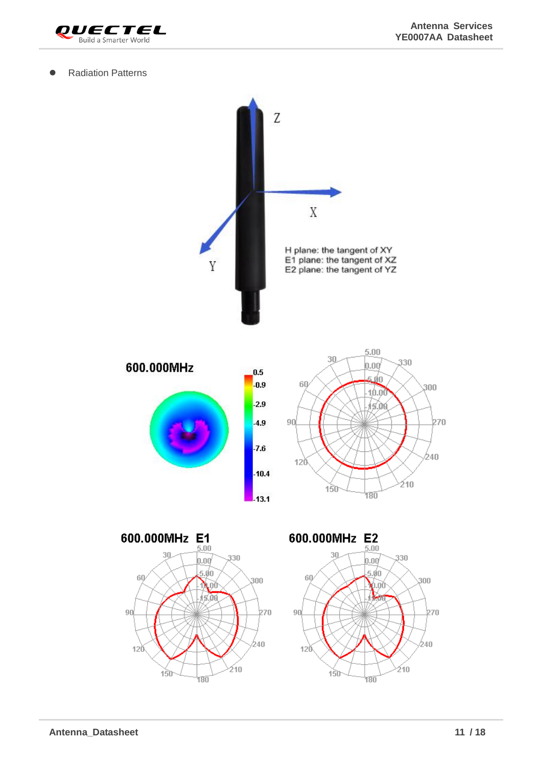- Radiation Patterns

Z

X

Y

H plane: the tangent of XY
E1 plane: the tangent of XZ
E2 plane: the tangent of YZ

600.000MHz

0.5
-0.9
-2.9
-4.9
-7.6
-10.4
-13.1

5.00
0.00
-5.00
-10.00
-15.00
30
330
60
300
90
270
120
240
150
210
180

600.000MHz E1

5.00
0.00
-5.00
-10.00
-15.00
30
330
60
300
90
270
120
240
150
210
180

600.000MHz E2

5.00
0.00
-5.00
-10.00
-15.00
30
330
60
300
90
270
120
240
150
210
180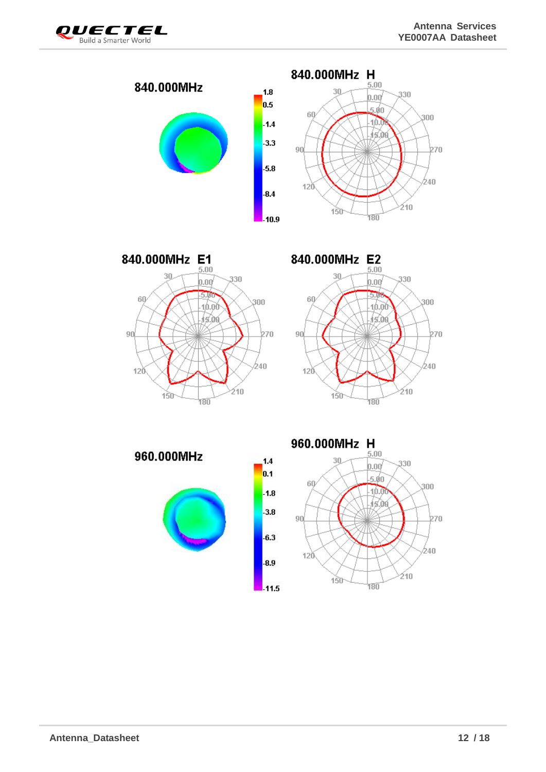840.000MHz

1.8
0.5
-1.4
-3.3
-5.8
-8.4
-10.9

840.000MHz H

5.00
0.00
-5.00
-10.00
-15.00
30
60
90
120
150
180
210
240
270
300
330

840.000MHz E1

5.00
0.00
-5.00
-10.00
-15.00
30
60
90
120
150
180
210
240
270
300
330

840.000MHz E2

5.00
0.00
-5.00
-10.00
-15.00
30
60
90
120
150
180
210
240
270
300
330

960.000MHz

1.4
0.1
-1.8
-3.8
-6.3
-8.9
-11.5

960.000MHz H

5.00
0.00
-5.00
-10.00
-15.00
30
60
90
120
150
180
210
240
270
300
330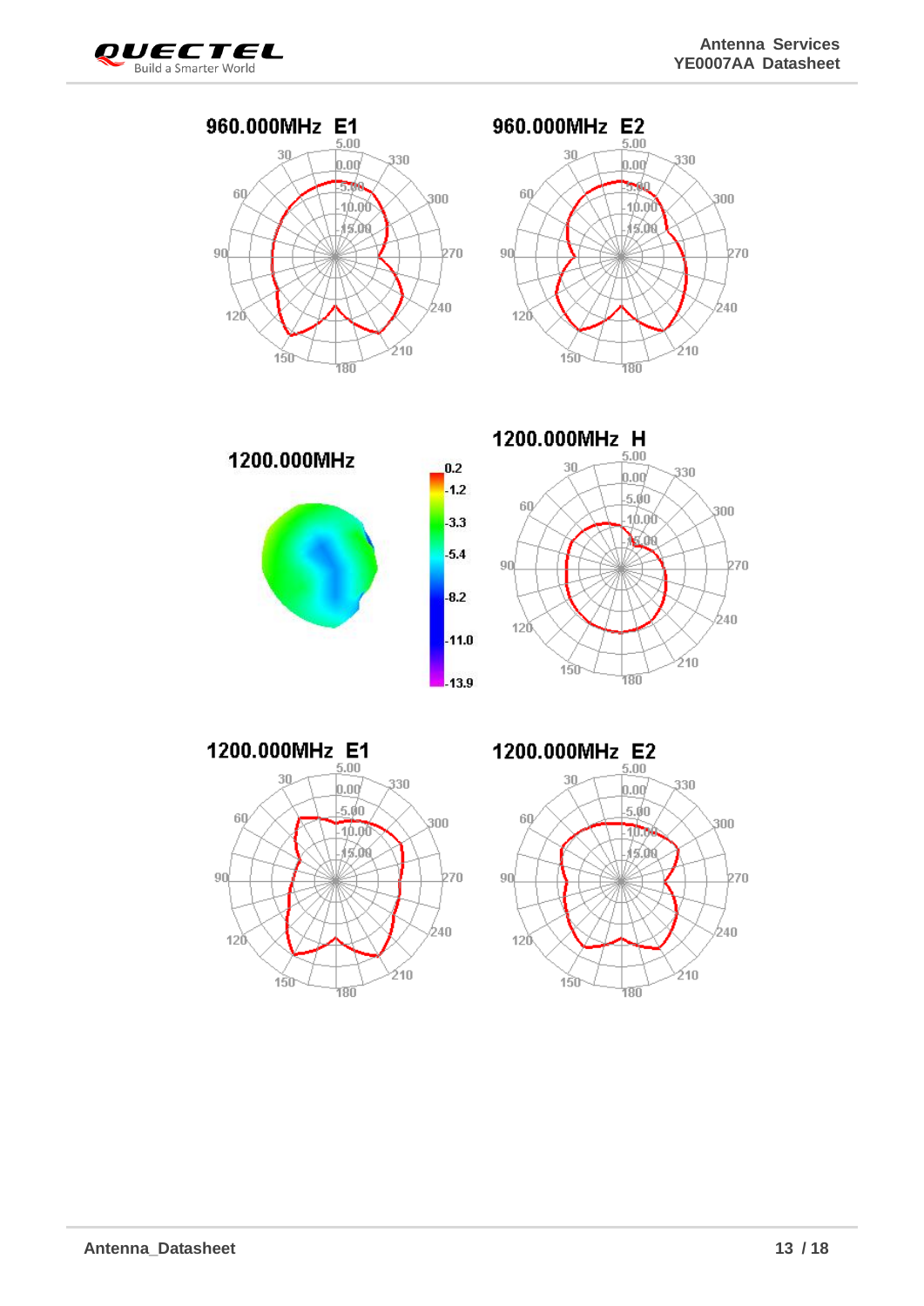960.000MHz E1

5.00
0.00
-5.00
-10.00
-15.00
30
60
90
120
150
180
210
240
270
300
330

960.000MHz E2

5.00
0.00
-5.00
-10.00
-15.00
30
60
90
120
150
180
210
240
270
300
330

1200.000MHz

0.2
-1.2
-3.3
-5.4
-8.2
-11.0
-13.9

1200.000MHz H

5.00
0.00
-5.00
-10.00
-15.00
30
60
90
120
150
180
210
240
270
300
330

1200.000MHz E1

5.00
0.00
-5.00
-10.00
-15.00
30
60
90
120
150
180
210
240
270
300
330

1200.000MHz E2

5.00
0.00
-5.00
-10.00
-15.00
30
60
90
120
150
180
210
240
270
300
330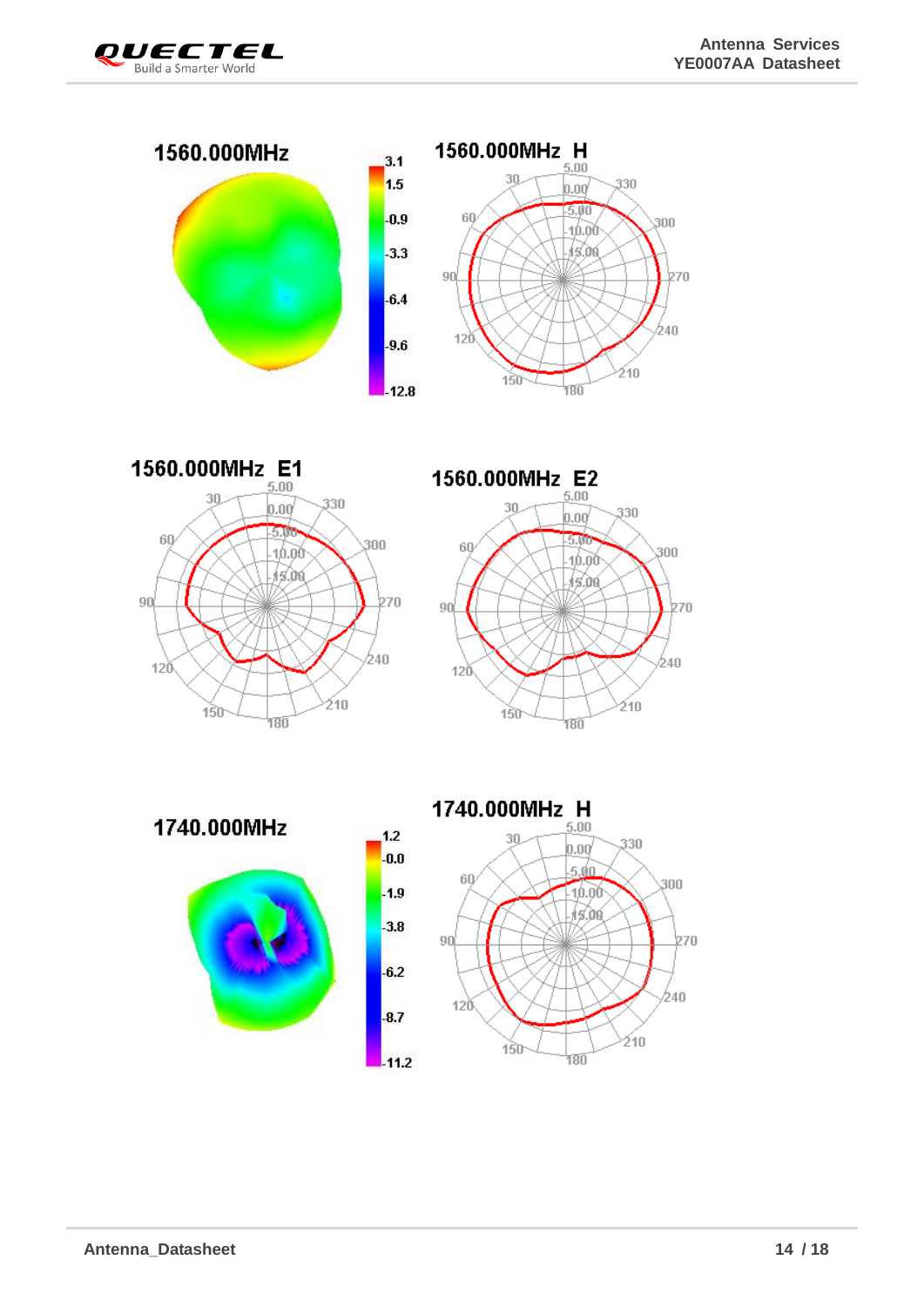1560.000MHz

3.1
1.5
-0.9
-3.3
-6.4
-9.6
-12.8

1560.000MHz H

5.00
0.00
-5.00
-10.00
-15.00
30
60
90
120
150
180
210
240
270
300
330

1560.000MHz E1

5.00
0.00
-5.00
-10.00
-15.00
30
60
90
120
150
180
210
240
270
300
330

1560.000MHz E2

5.00
0.00
-5.00
-10.00
-15.00
30
60
90
120
150
180
210
240
270
300
330

1740.000MHz

1.2
-0.0
-1.9
-3.8
-6.2
-8.7
-11.2

1740.000MHz H

5.00
0.00
-5.00
-10.00
-15.00
30
60
90
120
150
180
210
240
270
300
330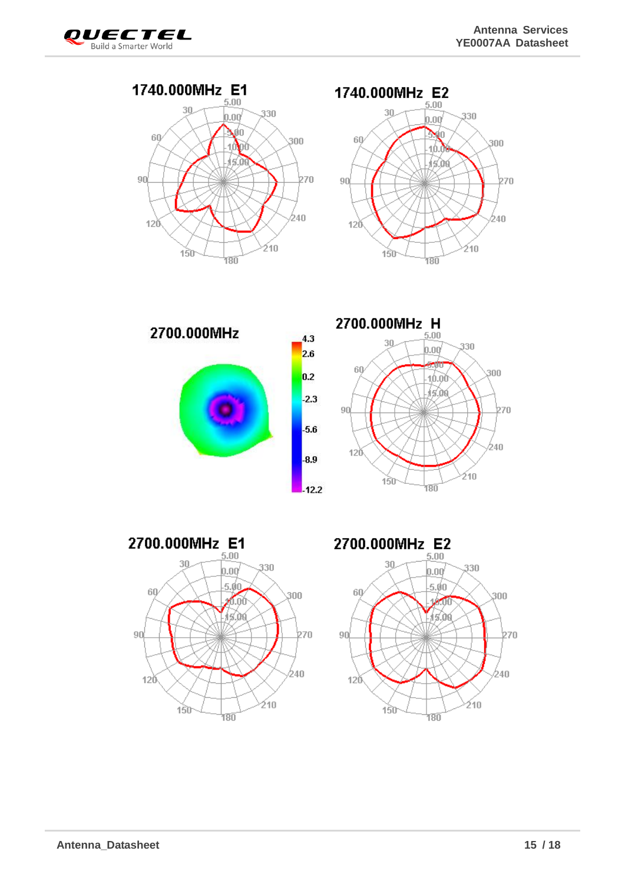1740.000MHz E1

5.00
0.00
-5.00
-10.00
-15.00
30
330
60
300
90
270
120
240
150
210
180

1740.000MHz E2

5.00
0.00
-5.00
-10.00
-15.00
30
330
60
300
90
270
120
240
150
210
180

2700.000MHz

4.3
2.6
0.2
-2.3
-5.6
-8.9
-12.2

2700.000MHz H

5.00
0.00
-5.00
-10.00
-15.00
30
330
60
300
90
270
120
240
150
210
180

2700.000MHz E1

5.00
0.00
-5.00
-10.00
-15.00
30
330
60
300
90
270
120
240
150
210
180

2700.000MHz E2

5.00
0.00
-5.00
-10.00
-15.00
30
330
60
300
90
270
120
240
150
210
180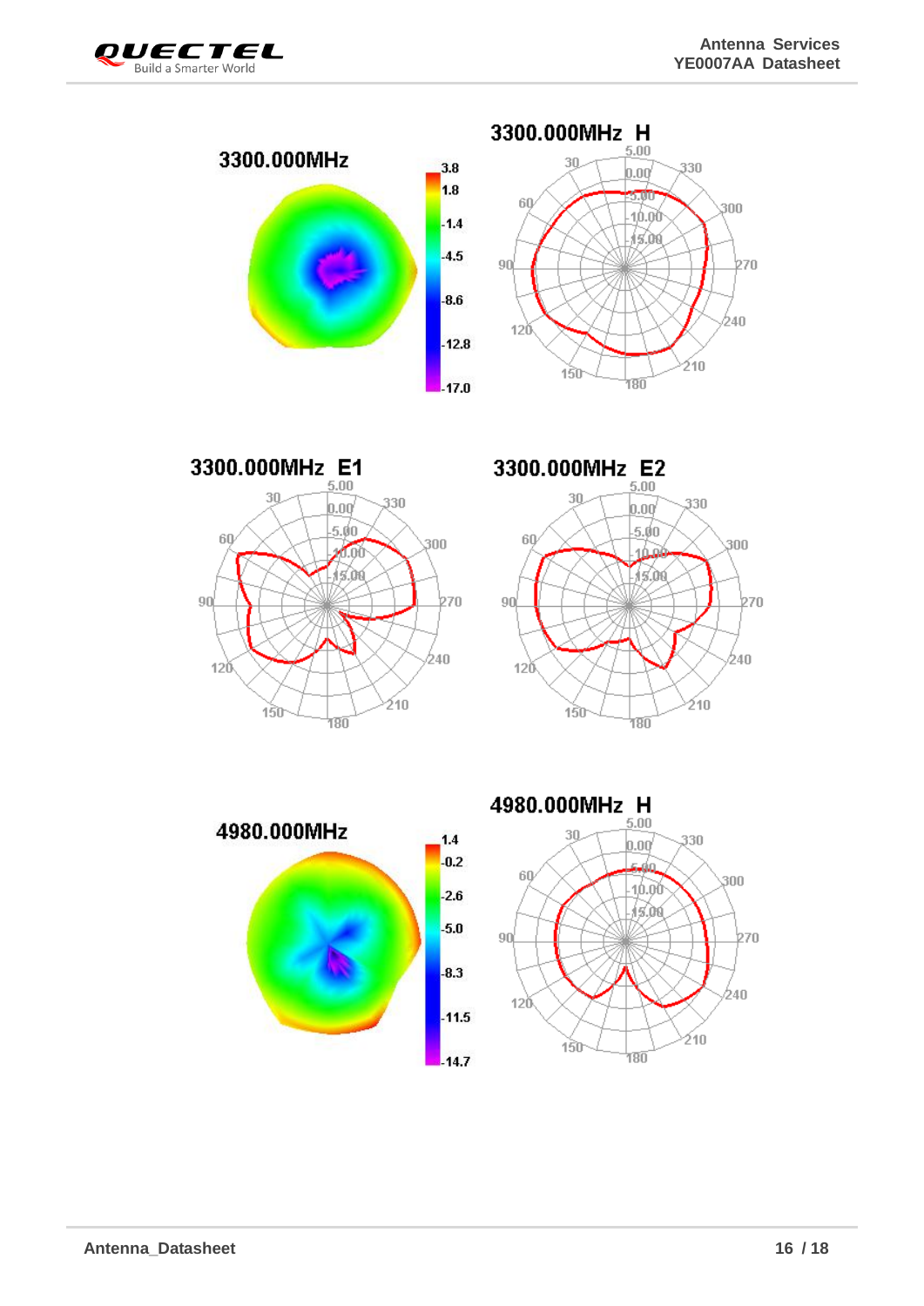3300.000MHz

3.8
1.8
-1.4
-4.5
-8.6
-12.8
-17.0

3300.000MHz H

5.00
0.00
-5.00
-10.00
-15.00
30
60
90
120
150
180
210
240
270
300
330

3300.000MHz E1

5.00
0.00
-5.00
-10.00
-15.00
30
60
90
120
150
180
210
240
270
300
330

3300.000MHz E2

5.00
0.00
-5.00
-10.00
-15.00
30
60
90
120
150
180
210
240
270
300
330

4980.000MHz

1.4
-0.2
-2.6
-5.0
-8.3
-11.5
-14.7

4980.000MHz H

5.00
0.00
-5.00
-10.00
-15.00
30
60
90
120
150
180
210
240
270
300
330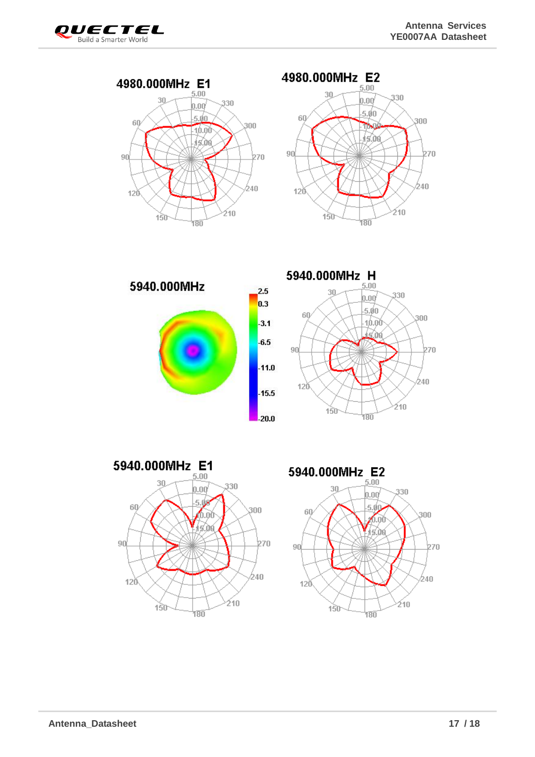4980.000MHz E1

5.00
0.00
-5.00
-10.00
-15.00
30
60
90
120
150
180
210
240
270
300
330

4980.000MHz E2

5.00
0.00
-5.00
-10.00
-15.00
30
60
90
120
150
180
210
240
270
300
330

5940.000MHz

2.5
0.3
-3.1
-6.5
-11.0
-15.5
-20.0

5940.000MHz H

5.00
0.00
-5.00
-10.00
-15.00
30
60
90
120
150
180
210
240
270
300
330

5940.000MHz E1

5.00
0.00
-5.00
-10.00
-15.00
30
60
90
120
150
180
210
240
270
300
330

5940.000MHz E2

5.00
0.00
-5.00
-10.00
-15.00
30
60
90
120
150
180
210
240
270
300
330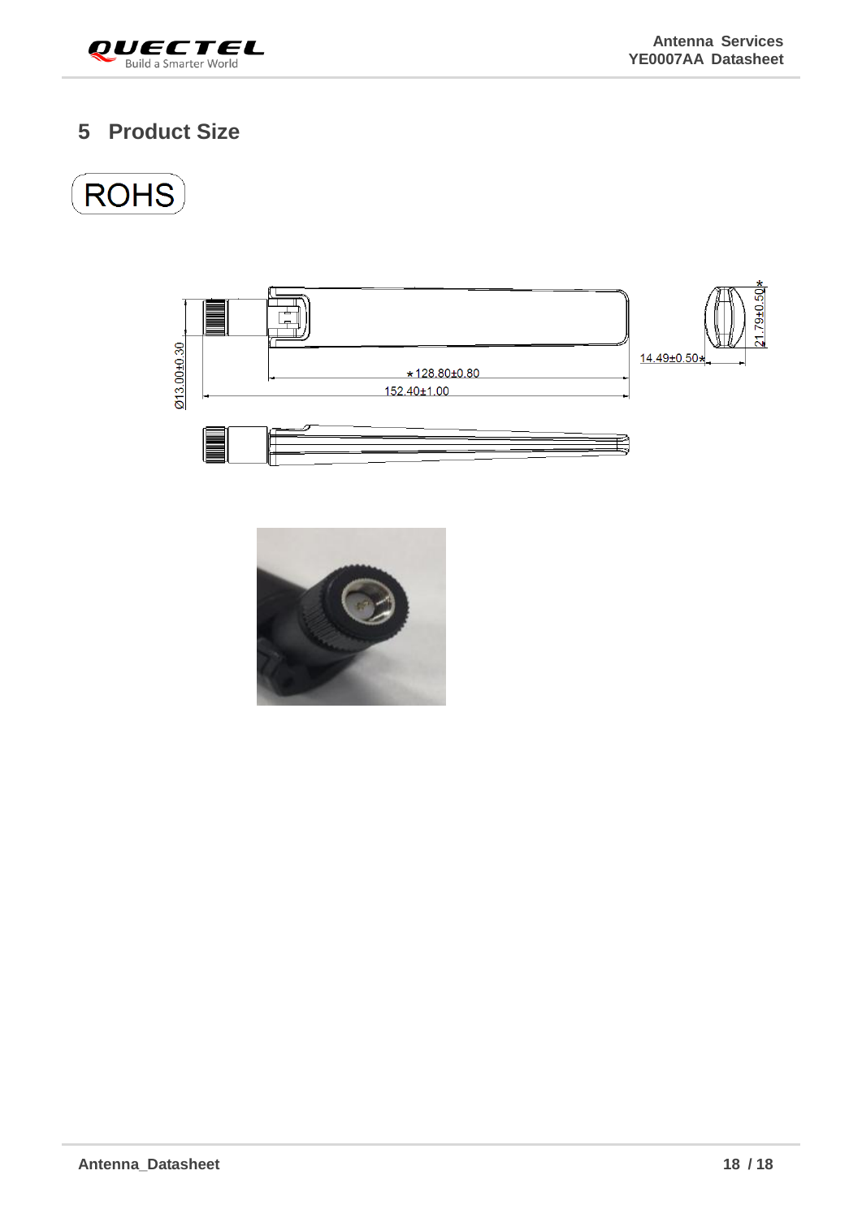## 5 Product Size

ROHS

Ø13.00±0.30

*128.80±0.80

152.40±1.00

14.49±0.50*

21.79±0.50*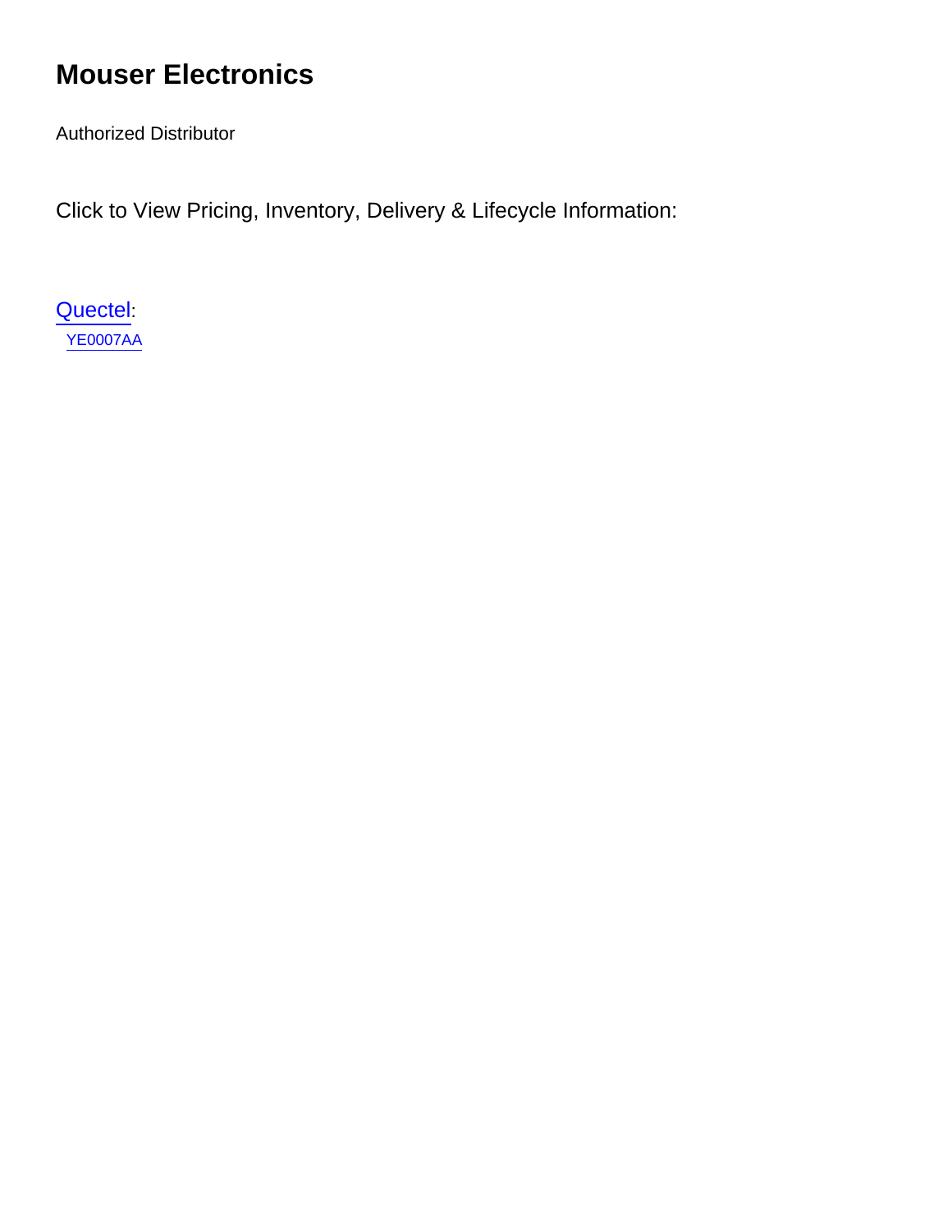# Mouser Electronics

Authorized Distributor

Click to View Pricing, Inventory, Delivery & Lifecycle Information:

Quectel:

YE0007AA